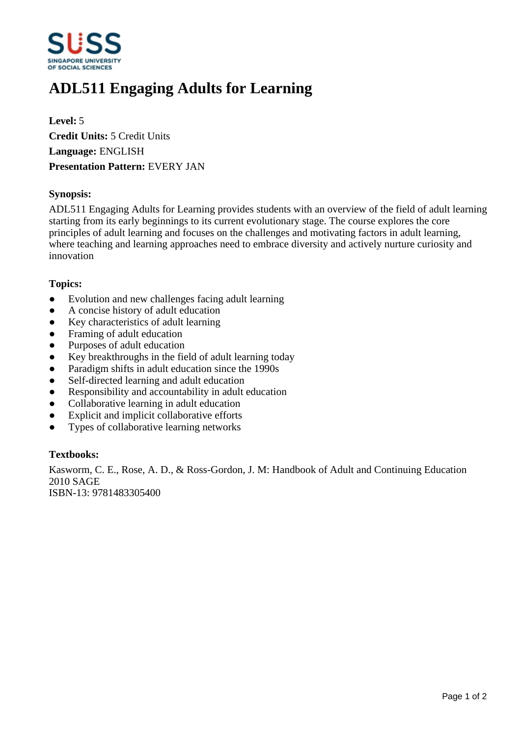# ADL511 Engaging Adults for Learning

**Level:** 5
**Credit Units:** 5 Credit Units
**Language:** ENGLISH
**Presentation Pattern:** EVERY JAN

### Synopsis:

ADL511 Engaging Adults for Learning provides students with an overview of the field of adult learning starting from its early beginnings to its current evolutionary stage. The course explores the core principles of adult learning and focuses on the challenges and motivating factors in adult learning, where teaching and learning approaches need to embrace diversity and actively nurture curiosity and innovation

### Topics:

- Evolution and new challenges facing adult learning
- A concise history of adult education
- Key characteristics of adult learning
- Framing of adult education
- Purposes of adult education
- Key breakthroughs in the field of adult learning today
- Paradigm shifts in adult education since the 1990s
- Self-directed learning and adult education
- Responsibility and accountability in adult education
- Collaborative learning in adult education
- Explicit and implicit collaborative efforts
- Types of collaborative learning networks

### Textbooks:

Kasworm, C. E., Rose, A. D., & Ross-Gordon, J. M: Handbook of Adult and Continuing Education
2010 SAGE
ISBN-13: 9781483305400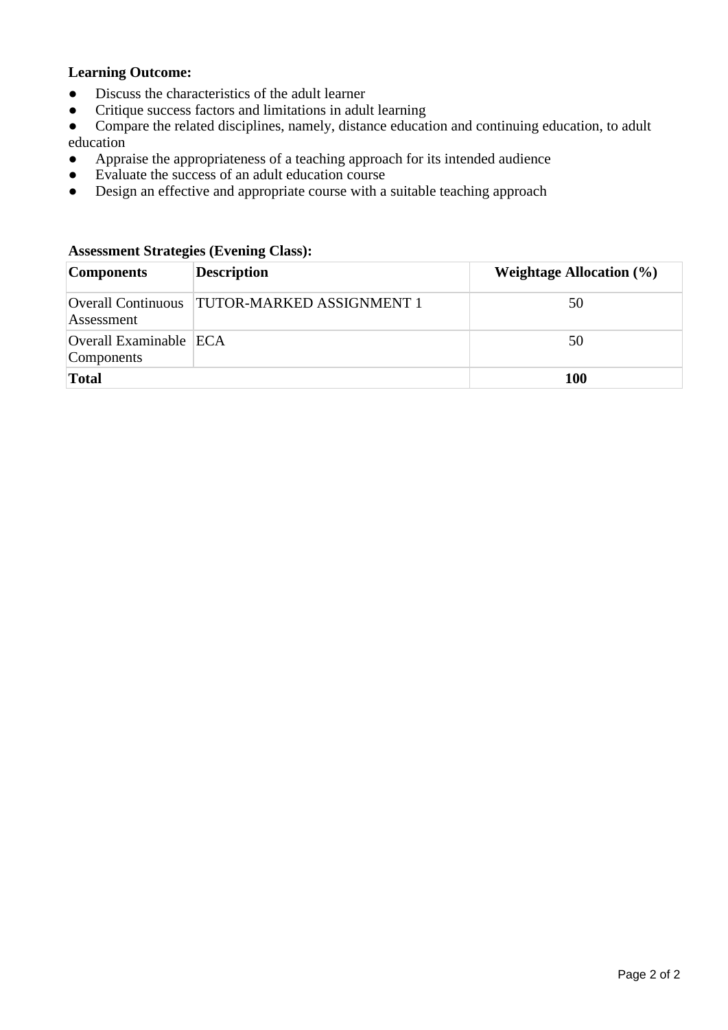**Learning Outcome:**

- Discuss the characteristics of the adult learner
- Critique success factors and limitations in adult learning
- Compare the related disciplines, namely, distance education and continuing education, to adult education
- Appraise the appropriateness of a teaching approach for its intended audience
- Evaluate the success of an adult education course
- Design an effective and appropriate course with a suitable teaching approach

**Assessment Strategies (Evening Class):**

| **Components** | **Description** | **Weightage Allocation (%)** |
|---|---|---|
| Overall Continuous Assessment | TUTOR-MARKED ASSIGNMENT 1 | 50 |
| Overall Examinable Components | ECA | 50 |
| **Total** | | **100** |